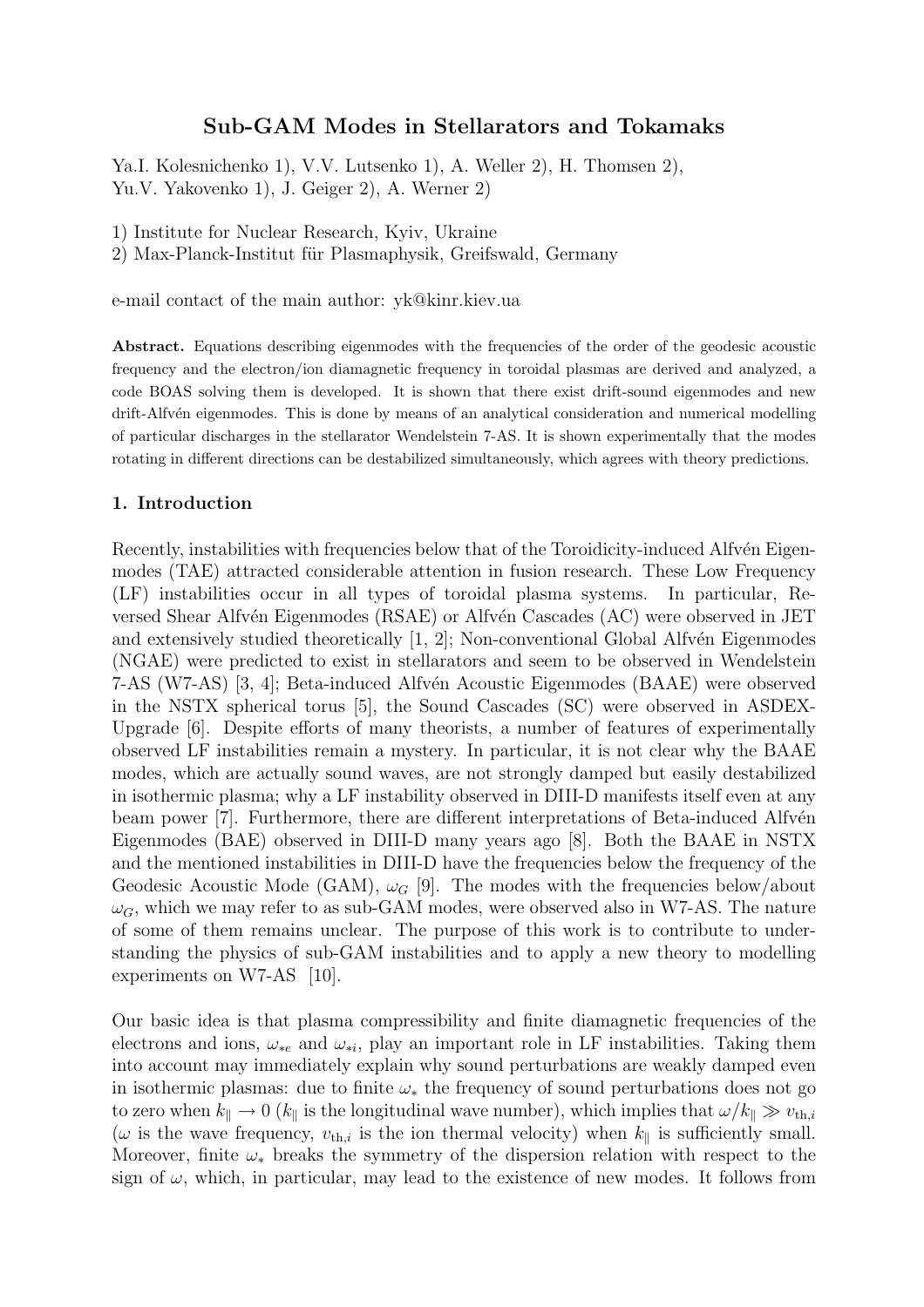# Sub-GAM Modes in Stellarators and Tokamaks

Ya.I. Kolesnichenko 1), V.V. Lutsenko 1), A. Weller 2), H. Thomsen 2),
Yu.V. Yakovenko 1), J. Geiger 2), A. Werner 2)

1) Institute for Nuclear Research, Kyiv, Ukraine
2) Max-Planck-Institut für Plasmaphysik, Greifswald, Germany

e-mail contact of the main author: yk@kinr.kiev.ua

**Abstract.** Equations describing eigenmodes with the frequencies of the order of the geodesic acoustic frequency and the electron/ion diamagnetic frequency in toroidal plasmas are derived and analyzed, a code BOAS solving them is developed. It is shown that there exist drift-sound eigenmodes and new drift-Alfvén eigenmodes. This is done by means of an analytical consideration and numerical modelling of particular discharges in the stellarator Wendelstein 7-AS. It is shown experimentally that the modes rotating in different directions can be destabilized simultaneously, which agrees with theory predictions.

## 1. Introduction

Recently, instabilities with frequencies below that of the Toroidicity-induced Alfvén Eigenmodes (TAE) attracted considerable attention in fusion research. These Low Frequency (LF) instabilities occur in all types of toroidal plasma systems. In particular, Reversed Shear Alfvén Eigenmodes (RSAE) or Alfvén Cascades (AC) were observed in JET and extensively studied theoretically [1, 2]; Non-conventional Global Alfvén Eigenmodes (NGAE) were predicted to exist in stellarators and seem to be observed in Wendelstein 7-AS (W7-AS) [3, 4]; Beta-induced Alfvén Acoustic Eigenmodes (BAAE) were observed in the NSTX spherical torus [5], the Sound Cascades (SC) were observed in ASDEX-Upgrade [6]. Despite efforts of many theorists, a number of features of experimentally observed LF instabilities remain a mystery. In particular, it is not clear why the BAAE modes, which are actually sound waves, are not strongly damped but easily destabilized in isothermic plasma; why a LF instability observed in DIII-D manifests itself even at any beam power [7]. Furthermore, there are different interpretations of Beta-induced Alfvén Eigenmodes (BAE) observed in DIII-D many years ago [8]. Both the BAAE in NSTX and the mentioned instabilities in DIII-D have the frequencies below the frequency of the Geodesic Acoustic Mode (GAM), $\omega_G$ [9]. The modes with the frequencies below/about $\omega_G$, which we may refer to as sub-GAM modes, were observed also in W7-AS. The nature of some of them remains unclear. The purpose of this work is to contribute to understanding the physics of sub-GAM instabilities and to apply a new theory to modelling experiments on W7-AS [10].

Our basic idea is that plasma compressibility and finite diamagnetic frequencies of the electrons and ions, $\omega_{*e}$ and $\omega_{*i}$, play an important role in LF instabilities. Taking them into account may immediately explain why sound perturbations are weakly damped even in isothermic plasmas: due to finite $\omega_*$ the frequency of sound perturbations does not go to zero when $k_\parallel \to 0$ ($k_\parallel$ is the longitudinal wave number), which implies that $\omega/k_\parallel \gg v_{\mathrm{th},i}$ ($\omega$ is the wave frequency, $v_{\mathrm{th},i}$ is the ion thermal velocity) when $k_\parallel$ is sufficiently small. Moreover, finite $\omega_*$ breaks the symmetry of the dispersion relation with respect to the sign of $\omega$, which, in particular, may lead to the existence of new modes. It follows from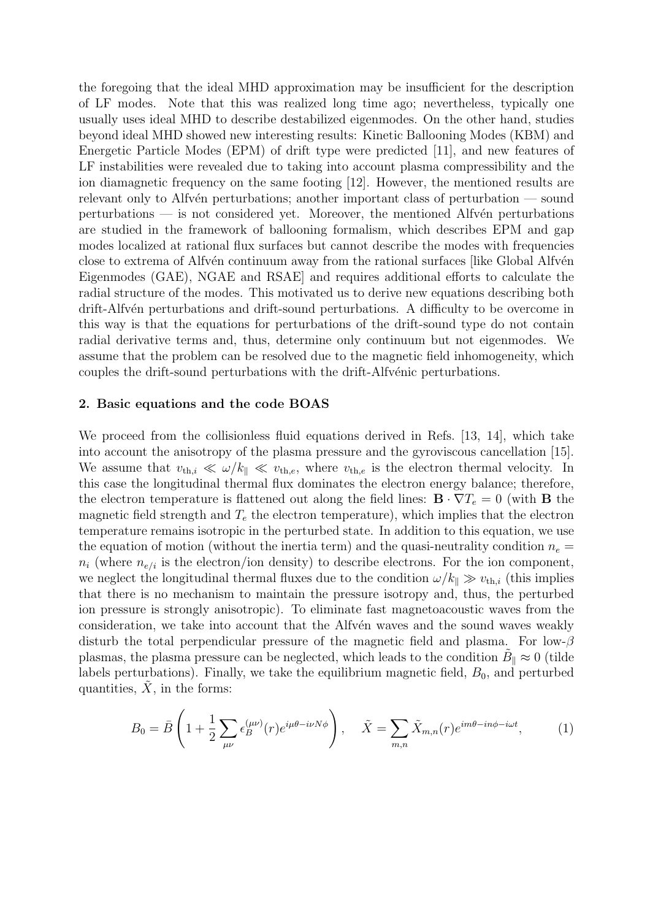the foregoing that the ideal MHD approximation may be insufficient for the description of LF modes. Note that this was realized long time ago; nevertheless, typically one usually uses ideal MHD to describe destabilized eigenmodes. On the other hand, studies beyond ideal MHD showed new interesting results: Kinetic Ballooning Modes (KBM) and Energetic Particle Modes (EPM) of drift type were predicted [11], and new features of LF instabilities were revealed due to taking into account plasma compressibility and the ion diamagnetic frequency on the same footing [12]. However, the mentioned results are relevant only to Alfvén perturbations; another important class of perturbation — sound perturbations — is not considered yet. Moreover, the mentioned Alfvén perturbations are studied in the framework of ballooning formalism, which describes EPM and gap modes localized at rational flux surfaces but cannot describe the modes with frequencies close to extrema of Alfvén continuum away from the rational surfaces [like Global Alfvén Eigenmodes (GAE), NGAE and RSAE] and requires additional efforts to calculate the radial structure of the modes. This motivated us to derive new equations describing both drift-Alfvén perturbations and drift-sound perturbations. A difficulty to be overcome in this way is that the equations for perturbations of the drift-sound type do not contain radial derivative terms and, thus, determine only continuum but not eigenmodes. We assume that the problem can be resolved due to the magnetic field inhomogeneity, which couples the drift-sound perturbations with the drift-Alfvénic perturbations.

## 2. Basic equations and the code BOAS

We proceed from the collisionless fluid equations derived in Refs. [13, 14], which take into account the anisotropy of the plasma pressure and the gyroviscous cancellation [15]. We assume that $v_{\mathrm{th},i} \ll \omega/k_\parallel \ll v_{\mathrm{th},e}$, where $v_{\mathrm{th},e}$ is the electron thermal velocity. In this case the longitudinal thermal flux dominates the electron energy balance; therefore, the electron temperature is flattened out along the field lines: $\mathbf{B}\cdot\nabla T_e = 0$ (with $\mathbf{B}$ the magnetic field strength and $T_e$ the electron temperature), which implies that the electron temperature remains isotropic in the perturbed state. In addition to this equation, we use the equation of motion (without the inertia term) and the quasi-neutrality condition $n_e = n_i$ (where $n_{e/i}$ is the electron/ion density) to describe electrons. For the ion component, we neglect the longitudinal thermal fluxes due to the condition $\omega/k_\parallel \gg v_{\mathrm{th},i}$ (this implies that there is no mechanism to maintain the pressure isotropy and, thus, the perturbed ion pressure is strongly anisotropic). To eliminate fast magnetoacoustic waves from the consideration, we take into account that the Alfvén waves and the sound waves weakly disturb the total perpendicular pressure of the magnetic field and plasma. For low-$\beta$ plasmas, the plasma pressure can be neglected, which leads to the condition $\tilde{B}_\parallel \approx 0$ (tilde labels perturbations). Finally, we take the equilibrium magnetic field, $B_0$, and perturbed quantities, $\tilde{X}$, in the forms:

$$B_0 = \bar{B}\left(1 + \frac{1}{2}\sum_{\mu\nu}\epsilon_B^{(\mu\nu)}(r)e^{i\mu\theta - i\nu N\phi}\right), \quad \tilde{X} = \sum_{m,n}\tilde{X}_{m,n}(r)e^{im\theta - in\phi - i\omega t}, \qquad (1)$$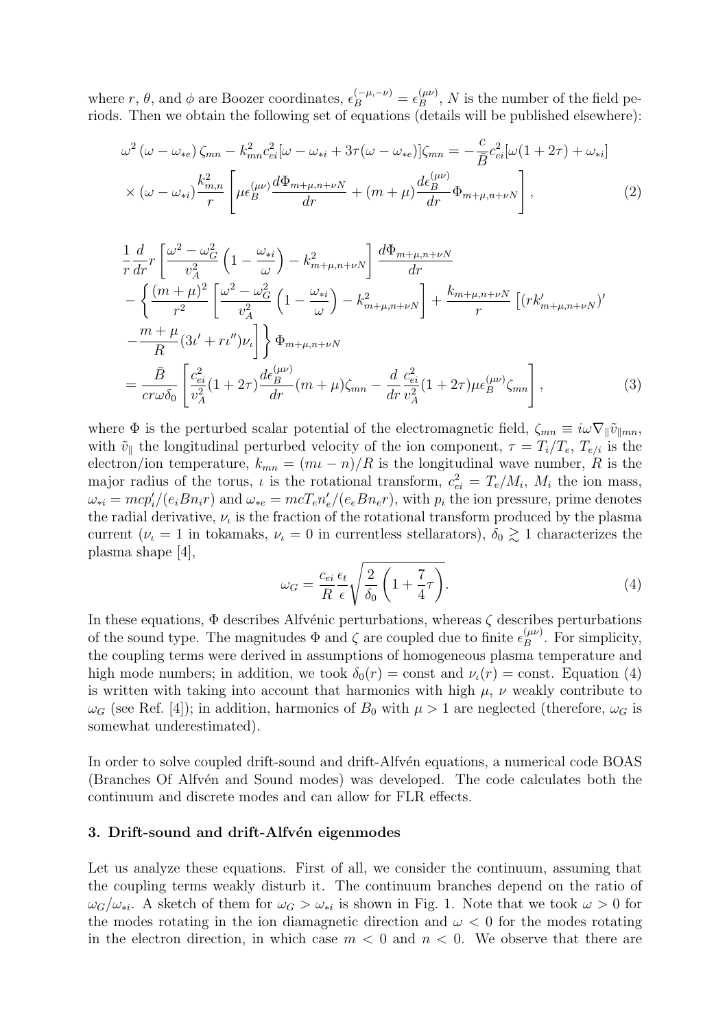where $r$, $\theta$, and $\phi$ are Boozer coordinates, $\epsilon_B^{(-\mu,-\nu)} = \epsilon_B^{(\mu\nu)}$, $N$ is the number of the field periods. Then we obtain the following set of equations (details will be published elsewhere):

$$
\omega^2 (\omega - \omega_{*e}) \zeta_{mn} - k_{mn}^2 c_{ei}^2 [\omega - \omega_{*i} + 3\tau(\omega - \omega_{*e})] \zeta_{mn} = -\frac{c}{\bar{B}} c_{ei}^2 [\omega(1+2\tau) + \omega_{*i}]
$$
$$
\times (\omega - \omega_{*i}) \frac{k_{m,n}^2}{r} \left[ \mu \epsilon_B^{(\mu\nu)} \frac{d\Phi_{m+\mu,n+\nu N}}{dr} + (m+\mu) \frac{d\epsilon_B^{(\mu\nu)}}{dr} \Phi_{m+\mu,n+\nu N} \right], \tag{2}
$$

$$
\frac{1}{r}\frac{d}{dr} r \left[ \frac{\omega^2 - \omega_G^2}{v_A^2} \left(1 - \frac{\omega_{*i}}{\omega}\right) - k_{m+\mu,n+\nu N}^2 \right] \frac{d\Phi_{m+\mu,n+\nu N}}{dr}
$$
$$
- \left\{ \frac{(m+\mu)^2}{r^2} \left[ \frac{\omega^2 - \omega_G^2}{v_A^2} \left(1 - \frac{\omega_{*i}}{\omega}\right) - k_{m+\mu,n+\nu N}^2 \right] + \frac{k_{m+\mu,n+\nu N}}{r} \left[ (r k'_{m+\mu,n+\nu N})' \right.\right.
$$
$$
\left.\left. - \frac{m+\mu}{R} (3\iota' + r\iota'')\nu_\iota \right] \right\} \Phi_{m+\mu,n+\nu N}
$$
$$
= \frac{\bar{B}}{cr\omega\delta_0} \left[ \frac{c_{ei}^2}{v_A^2}(1+2\tau) \frac{d\epsilon_B^{(\mu\nu)}}{dr} (m+\mu)\zeta_{mn} - \frac{d}{dr} \frac{c_{ei}^2}{v_A^2}(1+2\tau)\mu\epsilon_B^{(\mu\nu)} \zeta_{mn} \right], \tag{3}
$$

where $\Phi$ is the perturbed scalar potential of the electromagnetic field, $\zeta_{mn} \equiv i\omega\nabla_\parallel \tilde{v}_{\parallel mn}$, with $\tilde{v}_\parallel$ the longitudinal perturbed velocity of the ion component, $\tau = T_i/T_e$, $T_{e/i}$ is the electron/ion temperature, $k_{mn} = (m\iota - n)/R$ is the longitudinal wave number, $R$ is the major radius of the torus, $\iota$ is the rotational transform, $c_{ei}^2 = T_e/M_i$, $M_i$ the ion mass, $\omega_{*i} = mcp_i'/(e_i B n_i r)$ and $\omega_{*e} = mcT_e n_e'/(e_e B n_e r)$, with $p_i$ the ion pressure, prime denotes the radial derivative, $\nu_\iota$ is the fraction of the rotational transform produced by the plasma current ($\nu_\iota = 1$ in tokamaks, $\nu_\iota = 0$ in currentless stellarators), $\delta_0 \gtrsim 1$ characterizes the plasma shape [4],

$$
\omega_G = \frac{c_{ei}}{R} \frac{\epsilon_t}{\epsilon} \sqrt{\frac{2}{\delta_0}\left(1 + \frac{7}{4}\tau\right)}. \tag{4}
$$

In these equations, $\Phi$ describes Alfvénic perturbations, whereas $\zeta$ describes perturbations of the sound type. The magnitudes $\Phi$ and $\zeta$ are coupled due to finite $\epsilon_B^{(\mu\nu)}$. For simplicity, the coupling terms were derived in assumptions of homogeneous plasma temperature and high mode numbers; in addition, we took $\delta_0(r) = \text{const}$ and $\nu_\iota(r) = \text{const}$. Equation (4) is written with taking into account that harmonics with high $\mu$, $\nu$ weakly contribute to $\omega_G$ (see Ref. [4]); in addition, harmonics of $B_0$ with $\mu > 1$ are neglected (therefore, $\omega_G$ is somewhat underestimated).

In order to solve coupled drift-sound and drift-Alfvén equations, a numerical code BOAS (Branches Of Alfvén and Sound modes) was developed. The code calculates both the continuum and discrete modes and can allow for FLR effects.

### 3. Drift-sound and drift-Alfvén eigenmodes

Let us analyze these equations. First of all, we consider the continuum, assuming that the coupling terms weakly disturb it. The continuum branches depend on the ratio of $\omega_G/\omega_{*i}$. A sketch of them for $\omega_G > \omega_{*i}$ is shown in Fig. 1. Note that we took $\omega > 0$ for the modes rotating in the ion diamagnetic direction and $\omega < 0$ for the modes rotating in the electron direction, in which case $m < 0$ and $n < 0$. We observe that there are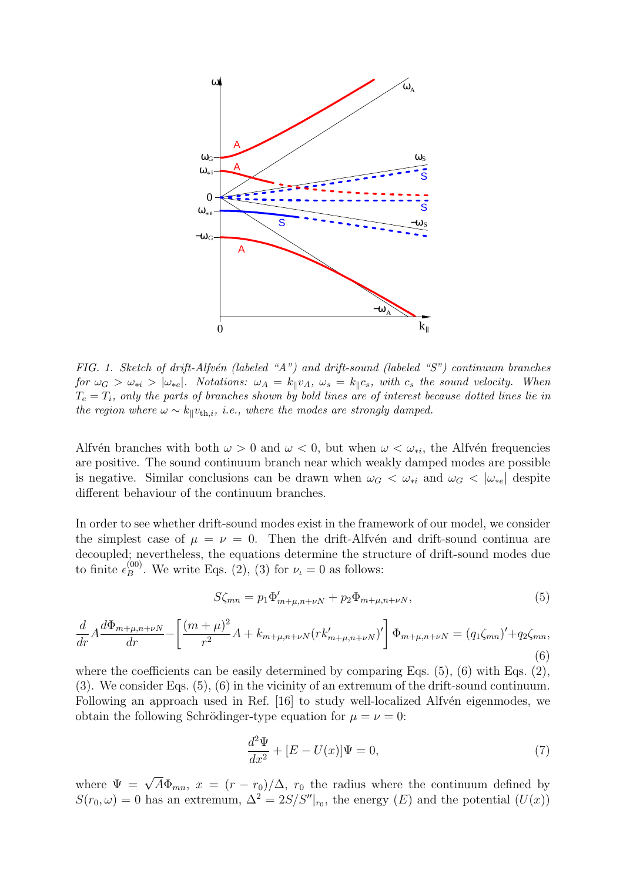*FIG. 1. Sketch of drift-Alfvén (labeled "A") and drift-sound (labeled "S") continuum branches for $\omega_G > \omega_{*i} > |\omega_{*e}|$. Notations: $\omega_A = k_\parallel v_A$, $\omega_s = k_\parallel c_s$, with $c_s$ the sound velocity. When $T_e = T_i$, only the parts of branches shown by bold lines are of interest because dotted lines lie in the region where $\omega \sim k_\parallel v_{\mathrm{th},i}$, i.e., where the modes are strongly damped.*

Alfvén branches with both $\omega > 0$ and $\omega < 0$, but when $\omega < \omega_{*i}$, the Alfvén frequencies are positive. The sound continuum branch near which weakly damped modes are possible is negative. Similar conclusions can be drawn when $\omega_G < \omega_{*i}$ and $\omega_G < |\omega_{*e}|$ despite different behaviour of the continuum branches.

In order to see whether drift-sound modes exist in the framework of our model, we consider the simplest case of $\mu = \nu = 0$. Then the drift-Alfvén and drift-sound continua are decoupled; nevertheless, the equations determine the structure of drift-sound modes due to finite $\epsilon_B^{(00)}$. We write Eqs. (2), (3) for $\nu_\iota = 0$ as follows:

$$S\zeta_{mn} = p_1 \Phi'_{m+\mu,n+\nu N} + p_2 \Phi_{m+\mu,n+\nu N}, \tag{5}$$

$$\frac{d}{dr} A \frac{d\Phi_{m+\mu,n+\nu N}}{dr} - \left[ \frac{(m+\mu)^2}{r^2} A + k_{m+\mu,n+\nu N} (r k'_{m+\mu,n+\nu N})' \right] \Phi_{m+\mu,n+\nu N} = (q_1 \zeta_{mn})' + q_2 \zeta_{mn}, \tag{6}$$

where the coefficients can be easily determined by comparing Eqs. (5), (6) with Eqs. (2), (3). We consider Eqs. (5), (6) in the vicinity of an extremum of the drift-sound continuum. Following an approach used in Ref. [16] to study well-localized Alfvén eigenmodes, we obtain the following Schrödinger-type equation for $\mu = \nu = 0$:

$$\frac{d^2\Psi}{dx^2} + [E - U(x)]\Psi = 0, \tag{7}$$

where $\Psi = \sqrt{A}\Phi_{mn}$, $x = (r - r_0)/\Delta$, $r_0$ the radius where the continuum defined by $S(r_0, \omega) = 0$ has an extremum, $\Delta^2 = 2S/S''|_{r_0}$, the energy ($E$) and the potential ($U(x)$)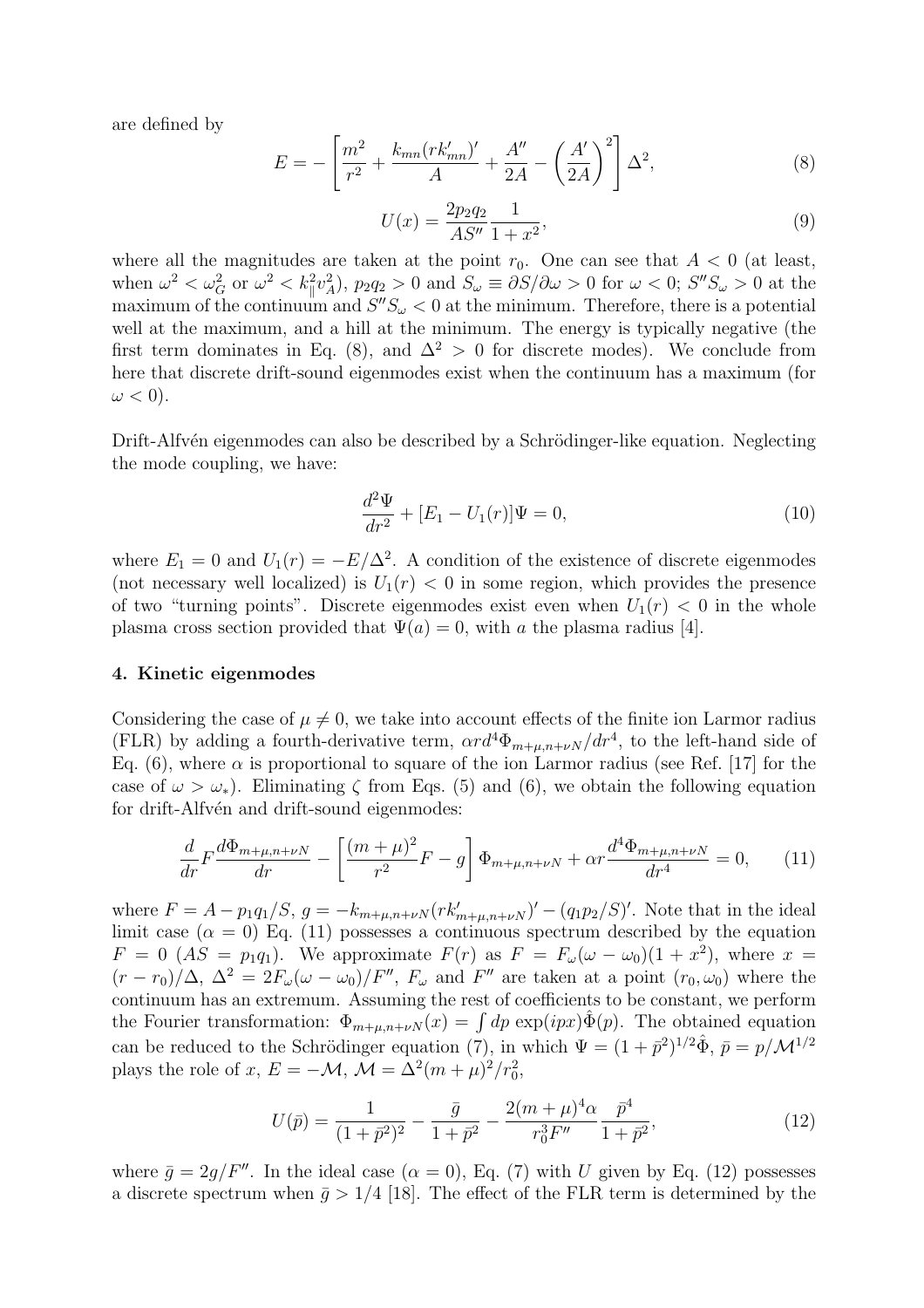are defined by

$$E = -\left[\frac{m^2}{r^2} + \frac{k_{mn}(rk'_{mn})'}{A} + \frac{A''}{2A} - \left(\frac{A'}{2A}\right)^2\right]\Delta^2, \tag{8}$$

$$U(x) = \frac{2p_2q_2}{AS''}\frac{1}{1+x^2}, \tag{9}$$

where all the magnitudes are taken at the point $r_0$. One can see that $A < 0$ (at least, when $\omega^2 < \omega_G^2$ or $\omega^2 < k_\|^2 v_A^2$), $p_2q_2 > 0$ and $S_\omega \equiv \partial S/\partial\omega > 0$ for $\omega < 0$; $S''S_\omega > 0$ at the maximum of the continuum and $S''S_\omega < 0$ at the minimum. Therefore, there is a potential well at the maximum, and a hill at the minimum. The energy is typically negative (the first term dominates in Eq. (8), and $\Delta^2 > 0$ for discrete modes). We conclude from here that discrete drift-sound eigenmodes exist when the continuum has a maximum (for $\omega < 0$).

Drift-Alfvén eigenmodes can also be described by a Schrödinger-like equation. Neglecting the mode coupling, we have:

$$\frac{d^2\Psi}{dr^2} + [E_1 - U_1(r)]\Psi = 0, \tag{10}$$

where $E_1 = 0$ and $U_1(r) = -E/\Delta^2$. A condition of the existence of discrete eigenmodes (not necessary well localized) is $U_1(r) < 0$ in some region, which provides the presence of two "turning points". Discrete eigenmodes exist even when $U_1(r) < 0$ in the whole plasma cross section provided that $\Psi(a) = 0$, with $a$ the plasma radius [4].

### 4. Kinetic eigenmodes

Considering the case of $\mu \neq 0$, we take into account effects of the finite ion Larmor radius (FLR) by adding a fourth-derivative term, $\alpha r d^4\Phi_{m+\mu,n+\nu N}/dr^4$, to the left-hand side of Eq. (6), where $\alpha$ is proportional to square of the ion Larmor radius (see Ref. [17] for the case of $\omega > \omega_*$). Eliminating $\zeta$ from Eqs. (5) and (6), we obtain the following equation for drift-Alfvén and drift-sound eigenmodes:

$$\frac{d}{dr}F\frac{d\Phi_{m+\mu,n+\nu N}}{dr} - \left[\frac{(m+\mu)^2}{r^2}F - g\right]\Phi_{m+\mu,n+\nu N} + \alpha r\frac{d^4\Phi_{m+\mu,n+\nu N}}{dr^4} = 0, \tag{11}$$

where $F = A - p_1q_1/S$, $g = -k_{m+\mu,n+\nu N}(rk'_{m+\mu,n+\nu N})' - (q_1p_2/S)'$. Note that in the ideal limit case ($\alpha = 0$) Eq. (11) possesses a continuous spectrum described by the equation $F = 0$ ($AS = p_1q_1$). We approximate $F(r)$ as $F = F_\omega(\omega - \omega_0)(1 + x^2)$, where $x = (r - r_0)/\Delta$, $\Delta^2 = 2F_\omega(\omega - \omega_0)/F''$, $F_\omega$ and $F''$ are taken at a point $(r_0, \omega_0)$ where the continuum has an extremum. Assuming the rest of coefficients to be constant, we perform the Fourier transformation: $\Phi_{m+\mu,n+\nu N}(x) = \int dp \exp(ipx)\hat{\Phi}(p)$. The obtained equation can be reduced to the Schrödinger equation (7), in which $\Psi = (1 + \bar{p}^2)^{1/2}\hat{\Phi}$, $\bar{p} = p/\mathcal{M}^{1/2}$ plays the role of $x$, $E = -\mathcal{M}$, $\mathcal{M} = \Delta^2(m+\mu)^2/r_0^2$,

$$U(\bar{p}) = \frac{1}{(1+\bar{p}^2)^2} - \frac{\bar{g}}{1+\bar{p}^2} - \frac{2(m+\mu)^4\alpha}{r_0^3F''}\frac{\bar{p}^4}{1+\bar{p}^2}, \tag{12}$$

where $\bar{g} = 2g/F''$. In the ideal case ($\alpha = 0$), Eq. (7) with $U$ given by Eq. (12) possesses a discrete spectrum when $\bar{g} > 1/4$ [18]. The effect of the FLR term is determined by the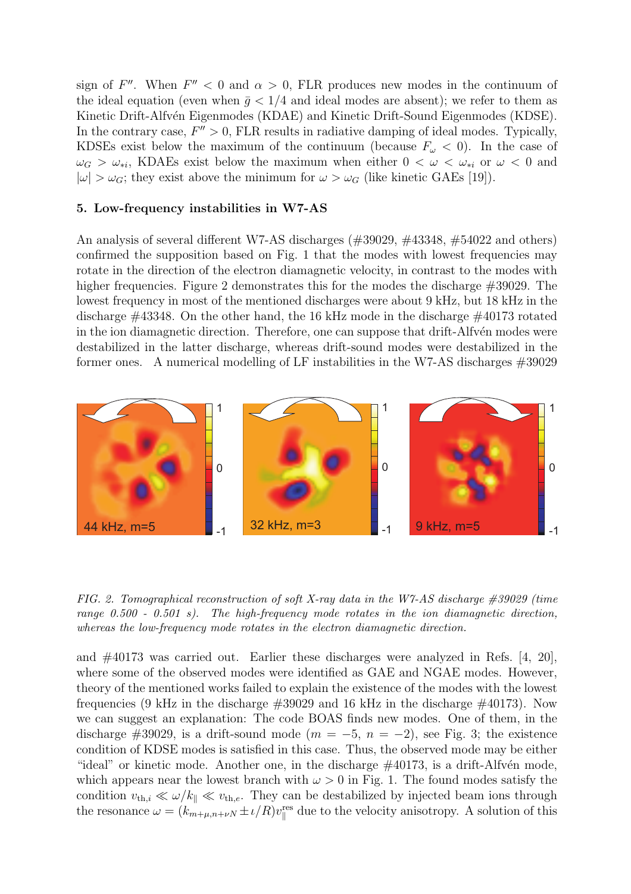sign of $F''$. When $F'' < 0$ and $\alpha > 0$, FLR produces new modes in the continuum of the ideal equation (even when $\bar{g} < 1/4$ and ideal modes are absent); we refer to them as Kinetic Drift-Alfvén Eigenmodes (KDAE) and Kinetic Drift-Sound Eigenmodes (KDSE). In the contrary case, $F'' > 0$, FLR results in radiative damping of ideal modes. Typically, KDSEs exist below the maximum of the continuum (because $F_\omega < 0$). In the case of $\omega_G > \omega_{*i}$, KDAEs exist below the maximum when either $0 < \omega < \omega_{*i}$ or $\omega < 0$ and $|\omega| > \omega_G$; they exist above the minimum for $\omega > \omega_G$ (like kinetic GAEs [19]).

## 5. Low-frequency instabilities in W7-AS

An analysis of several different W7-AS discharges (#39029, #43348, #54022 and others) confirmed the supposition based on Fig. 1 that the modes with lowest frequencies may rotate in the direction of the electron diamagnetic velocity, in contrast to the modes with higher frequencies. Figure 2 demonstrates this for the modes the discharge #39029. The lowest frequency in most of the mentioned discharges were about 9 kHz, but 18 kHz in the discharge #43348. On the other hand, the 16 kHz mode in the discharge #40173 rotated in the ion diamagnetic direction. Therefore, one can suppose that drift-Alfvén modes were destabilized in the latter discharge, whereas drift-sound modes were destabilized in the former ones. A numerical modelling of LF instabilities in the W7-AS discharges #39029 and #40173 was carried out. Earlier these discharges were analyzed in Refs. [4, 20], where some of the observed modes were identified as GAE and NGAE modes. However, theory of the mentioned works failed to explain the existence of the modes with the lowest frequencies (9 kHz in the discharge #39029 and 16 kHz in the discharge #40173). Now we can suggest an explanation: The code BOAS finds new modes. One of them, in the discharge #39029, is a drift-sound mode ($m = -5$, $n = -2$), see Fig. 3; the existence condition of KDSE modes is satisfied in this case. Thus, the observed mode may be either "ideal" or kinetic mode. Another one, in the discharge #40173, is a drift-Alfvén mode, which appears near the lowest branch with $\omega > 0$ in Fig. 1. The found modes satisfy the condition $v_{\mathrm{th},i} \ll \omega/k_\parallel \ll v_{\mathrm{th},e}$. They can be destabilized by injected beam ions through the resonance $\omega = (k_{m+\mu,n+\nu N} \pm \iota/R) v_\parallel^{\mathrm{res}}$ due to the velocity anisotropy. A solution of this

44 kHz, m=5 — 32 kHz, m=3 — 9 kHz, m=5

*FIG. 2. Tomographical reconstruction of soft X-ray data in the W7-AS discharge #39029 (time range 0.500 - 0.501 s). The high-frequency mode rotates in the ion diamagnetic direction, whereas the low-frequency mode rotates in the electron diamagnetic direction.*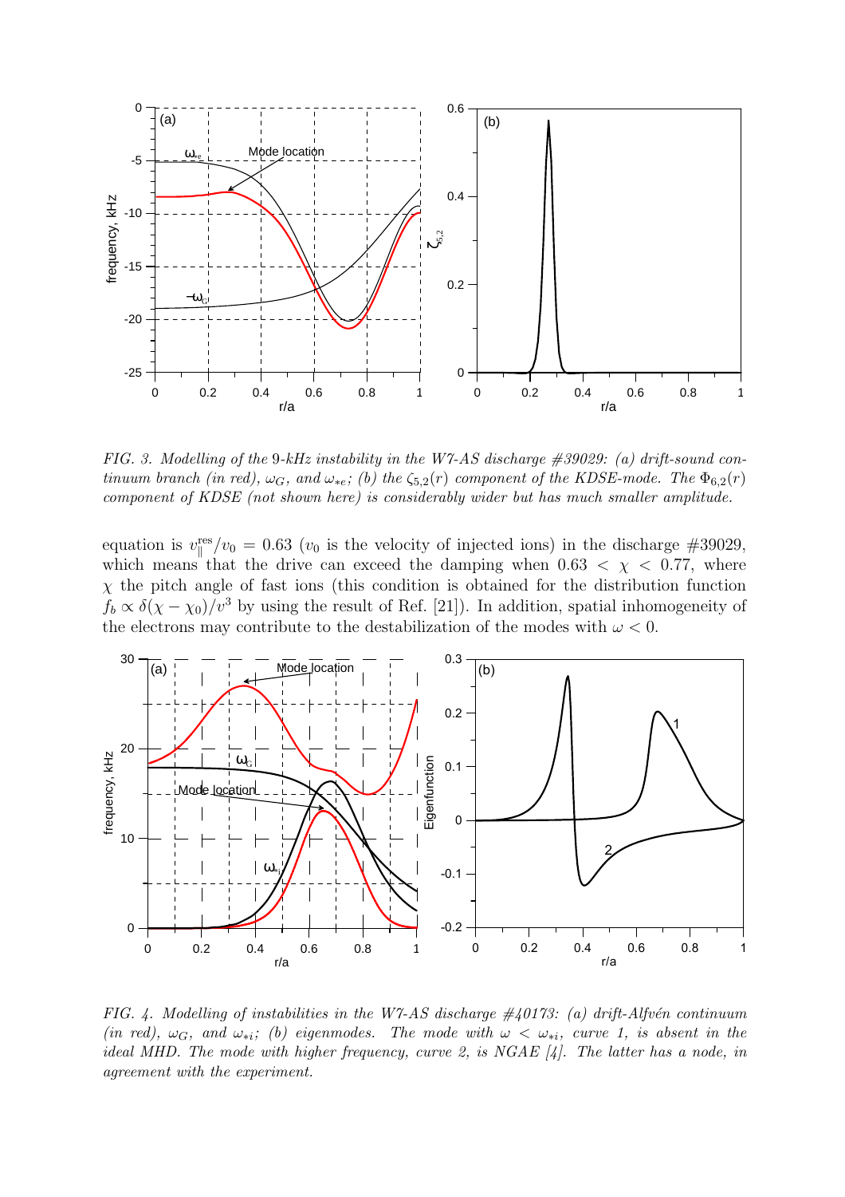*FIG. 3. Modelling of the 9-kHz instability in the W7-AS discharge #39029: (a) drift-sound continuum branch (in red), $\omega_G$, and $\omega_{*e}$; (b) the $\zeta_{5,2}(r)$ component of the KDSE-mode. The $\Phi_{6,2}(r)$ component of KDSE (not shown here) is considerably wider but has much smaller amplitude.*

equation is $v_\parallel^{\rm res}/v_0 = 0.63$ ($v_0$ is the velocity of injected ions) in the discharge #39029, which means that the drive can exceed the damping when $0.63 < \chi < 0.77$, where $\chi$ the pitch angle of fast ions (this condition is obtained for the distribution function $f_b \propto \delta(\chi - \chi_0)/v^3$ by using the result of Ref. [21]). In addition, spatial inhomogeneity of the electrons may contribute to the destabilization of the modes with $\omega < 0$.

*FIG. 4. Modelling of instabilities in the W7-AS discharge #40173: (a) drift-Alfvén continuum (in red), $\omega_G$, and $\omega_{*i}$; (b) eigenmodes. The mode with $\omega < \omega_{*i}$, curve 1, is absent in the ideal MHD. The mode with higher frequency, curve 2, is NGAE [4]. The latter has a node, in agreement with the experiment.*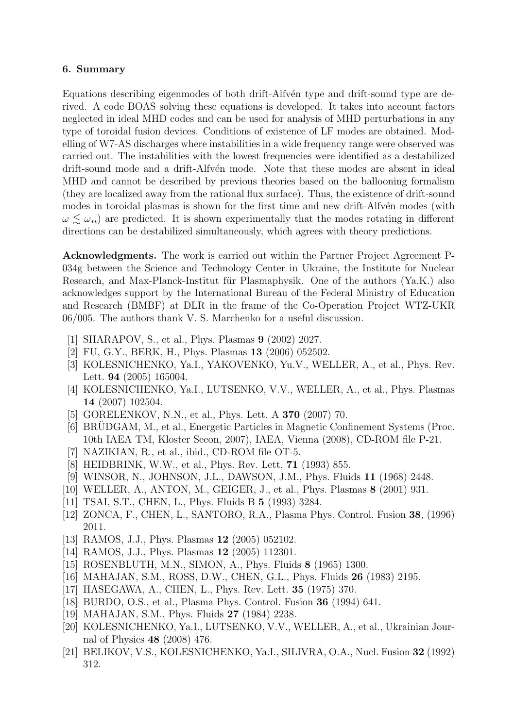### 6. Summary

Equations describing eigenmodes of both drift-Alfvén type and drift-sound type are derived. A code BOAS solving these equations is developed. It takes into account factors neglected in ideal MHD codes and can be used for analysis of MHD perturbations in any type of toroidal fusion devices. Conditions of existence of LF modes are obtained. Modelling of W7-AS discharges where instabilities in a wide frequency range were observed was carried out. The instabilities with the lowest frequencies were identified as a destabilized drift-sound mode and a drift-Alfvén mode. Note that these modes are absent in ideal MHD and cannot be described by previous theories based on the ballooning formalism (they are localized away from the rational flux surface). Thus, the existence of drift-sound modes in toroidal plasmas is shown for the first time and new drift-Alfvén modes (with $\omega \lesssim \omega_{*i}$) are predicted. It is shown experimentally that the modes rotating in different directions can be destabilized simultaneously, which agrees with theory predictions.

**Acknowledgments.** The work is carried out within the Partner Project Agreement P-034g between the Science and Technology Center in Ukraine, the Institute for Nuclear Research, and Max-Planck-Institut für Plasmaphysik. One of the authors (Ya.K.) also acknowledges support by the International Bureau of the Federal Ministry of Education and Research (BMBF) at DLR in the frame of the Co-Operation Project WTZ-UKR 06/005. The authors thank V. S. Marchenko for a useful discussion.

[1] SHARAPOV, S., et al., Phys. Plasmas **9** (2002) 2027.
[2] FU, G.Y., BERK, H., Phys. Plasmas **13** (2006) 052502.
[3] KOLESNICHENKO, Ya.I., YAKOVENKO, Yu.V., WELLER, A., et al., Phys. Rev. Lett. **94** (2005) 165004.
[4] KOLESNICHENKO, Ya.I., LUTSENKO, V.V., WELLER, A., et al., Phys. Plasmas **14** (2007) 102504.
[5] GORELENKOV, N.N., et al., Phys. Lett. A **370** (2007) 70.
[6] BRÜDGAM, M., et al., Energetic Particles in Magnetic Confinement Systems (Proc. 10th IAEA TM, Kloster Seeon, 2007), IAEA, Vienna (2008), CD-ROM file P-21.
[7] NAZIKIAN, R., et al., ibid., CD-ROM file OT-5.
[8] HEIDBRINK, W.W., et al., Phys. Rev. Lett. **71** (1993) 855.
[9] WINSOR, N., JOHNSON, J.L., DAWSON, J.M., Phys. Fluids **11** (1968) 2448.
[10] WELLER, A., ANTON, M., GEIGER, J., et al., Phys. Plasmas **8** (2001) 931.
[11] TSAI, S.T., CHEN, L., Phys. Fluids B **5** (1993) 3284.
[12] ZONCA, F., CHEN, L., SANTORO, R.A., Plasma Phys. Control. Fusion **38**, (1996) 2011.
[13] RAMOS, J.J., Phys. Plasmas **12** (2005) 052102.
[14] RAMOS, J.J., Phys. Plasmas **12** (2005) 112301.
[15] ROSENBLUTH, M.N., SIMON, A., Phys. Fluids **8** (1965) 1300.
[16] MAHAJAN, S.M., ROSS, D.W., CHEN, G.L., Phys. Fluids **26** (1983) 2195.
[17] HASEGAWA, A., CHEN, L., Phys. Rev. Lett. **35** (1975) 370.
[18] BURDO, O.S., et al., Plasma Phys. Control. Fusion **36** (1994) 641.
[19] MAHAJAN, S.M., Phys. Fluids **27** (1984) 2238.
[20] KOLESNICHENKO, Ya.I., LUTSENKO, V.V., WELLER, A., et al., Ukrainian Journal of Physics **48** (2008) 476.
[21] BELIKOV, V.S., KOLESNICHENKO, Ya.I., SILIVRA, O.A., Nucl. Fusion **32** (1992) 312.